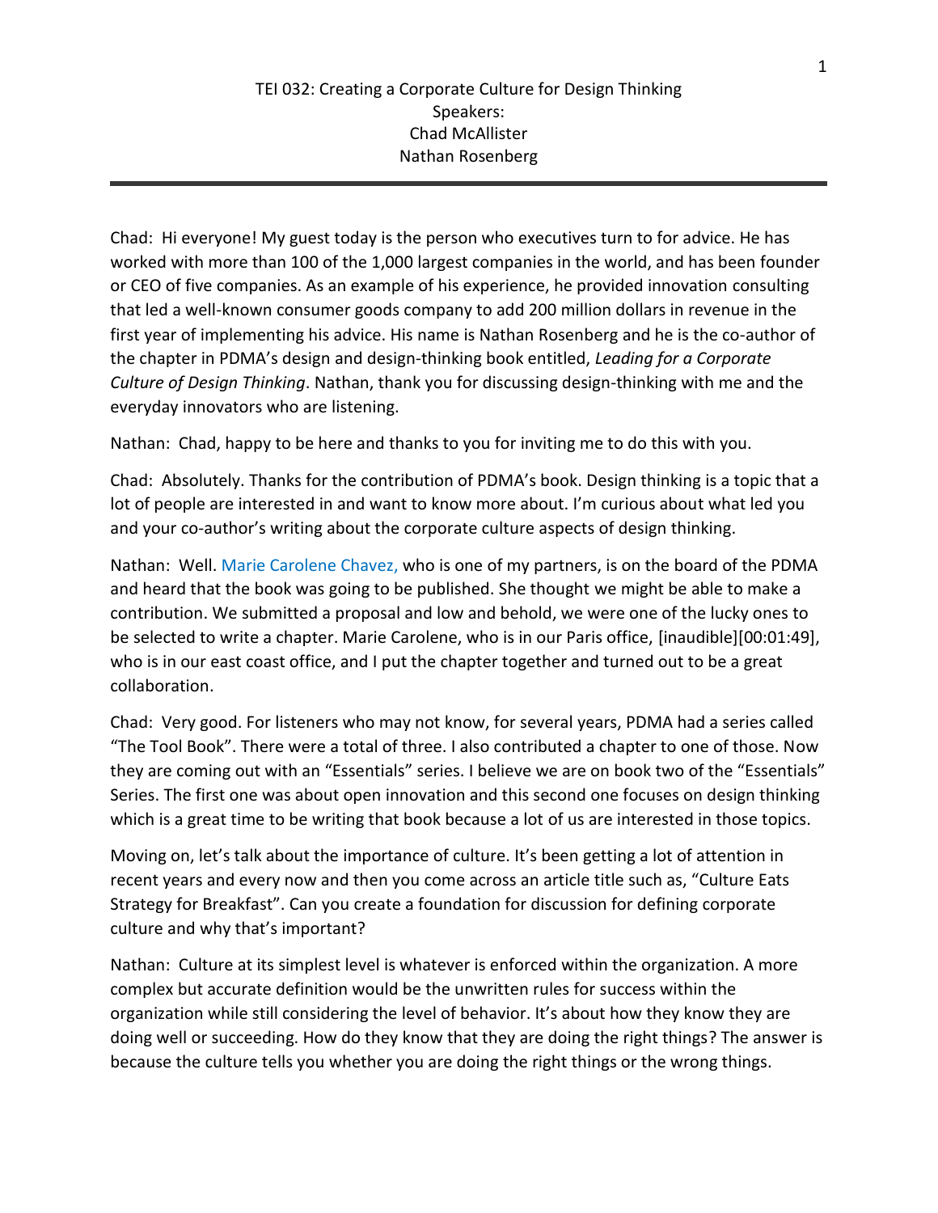# TEI 032: Creating a Corporate Culture for Design Thinking

Speakers:
Chad McAllister
Nathan Rosenberg

---

Chad: Hi everyone! My guest today is the person who executives turn to for advice. He has worked with more than 100 of the 1,000 largest companies in the world, and has been founder or CEO of five companies. As an example of his experience, he provided innovation consulting that led a well-known consumer goods company to add 200 million dollars in revenue in the first year of implementing his advice. His name is Nathan Rosenberg and he is the co-author of the chapter in PDMA's design and design-thinking book entitled, *Leading for a Corporate Culture of Design Thinking*. Nathan, thank you for discussing design-thinking with me and the everyday innovators who are listening.

Nathan: Chad, happy to be here and thanks to you for inviting me to do this with you.

Chad: Absolutely. Thanks for the contribution of PDMA's book. Design thinking is a topic that a lot of people are interested in and want to know more about. I'm curious about what led you and your co-author's writing about the corporate culture aspects of design thinking.

Nathan: Well. Marie Carolene Chavez, who is one of my partners, is on the board of the PDMA and heard that the book was going to be published. She thought we might be able to make a contribution. We submitted a proposal and low and behold, we were one of the lucky ones to be selected to write a chapter. Marie Carolene, who is in our Paris office, [inaudible][00:01:49], who is in our east coast office, and I put the chapter together and turned out to be a great collaboration.

Chad: Very good. For listeners who may not know, for several years, PDMA had a series called "The Tool Book". There were a total of three. I also contributed a chapter to one of those. Now they are coming out with an "Essentials" series. I believe we are on book two of the "Essentials" Series. The first one was about open innovation and this second one focuses on design thinking which is a great time to be writing that book because a lot of us are interested in those topics.

Moving on, let's talk about the importance of culture. It's been getting a lot of attention in recent years and every now and then you come across an article title such as, "Culture Eats Strategy for Breakfast". Can you create a foundation for discussion for defining corporate culture and why that's important?

Nathan: Culture at its simplest level is whatever is enforced within the organization. A more complex but accurate definition would be the unwritten rules for success within the organization while still considering the level of behavior. It's about how they know they are doing well or succeeding. How do they know that they are doing the right things? The answer is because the culture tells you whether you are doing the right things or the wrong things.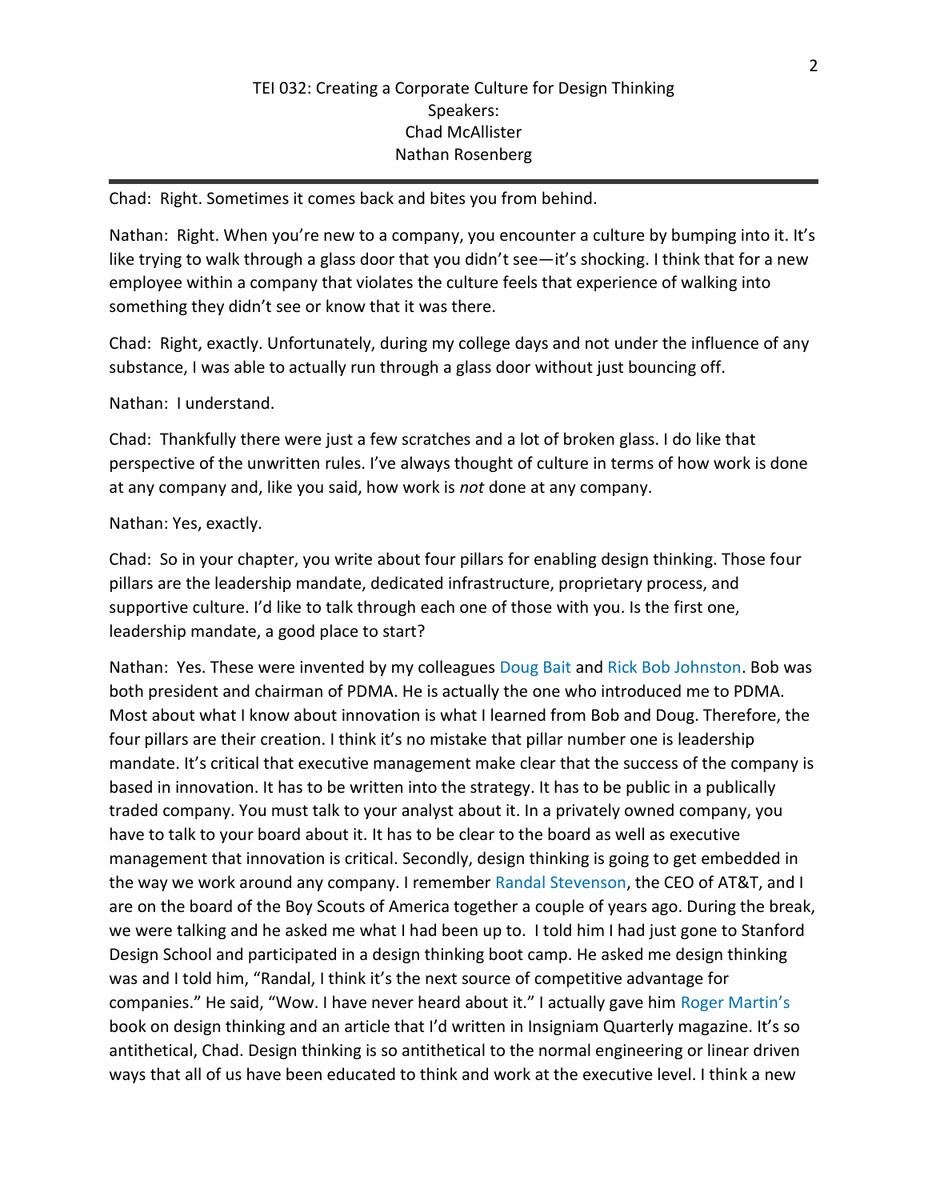Chad: Right. Sometimes it comes back and bites you from behind.

Nathan: Right. When you're new to a company, you encounter a culture by bumping into it. It's like trying to walk through a glass door that you didn't see—it's shocking. I think that for a new employee within a company that violates the culture feels that experience of walking into something they didn't see or know that it was there.

Chad: Right, exactly. Unfortunately, during my college days and not under the influence of any substance, I was able to actually run through a glass door without just bouncing off.

Nathan: I understand.

Chad: Thankfully there were just a few scratches and a lot of broken glass. I do like that perspective of the unwritten rules. I've always thought of culture in terms of how work is done at any company and, like you said, how work is *not* done at any company.

Nathan: Yes, exactly.

Chad: So in your chapter, you write about four pillars for enabling design thinking. Those four pillars are the leadership mandate, dedicated infrastructure, proprietary process, and supportive culture. I'd like to talk through each one of those with you. Is the first one, leadership mandate, a good place to start?

Nathan: Yes. These were invented by my colleagues Doug Bait and Rick Bob Johnston. Bob was both president and chairman of PDMA. He is actually the one who introduced me to PDMA. Most about what I know about innovation is what I learned from Bob and Doug. Therefore, the four pillars are their creation. I think it's no mistake that pillar number one is leadership mandate. It's critical that executive management make clear that the success of the company is based in innovation. It has to be written into the strategy. It has to be public in a publically traded company. You must talk to your analyst about it. In a privately owned company, you have to talk to your board about it. It has to be clear to the board as well as executive management that innovation is critical. Secondly, design thinking is going to get embedded in the way we work around any company. I remember Randal Stevenson, the CEO of AT&T, and I are on the board of the Boy Scouts of America together a couple of years ago. During the break, we were talking and he asked me what I had been up to. I told him I had just gone to Stanford Design School and participated in a design thinking boot camp. He asked me design thinking was and I told him, "Randal, I think it's the next source of competitive advantage for companies." He said, "Wow. I have never heard about it." I actually gave him Roger Martin's book on design thinking and an article that I'd written in Insigniam Quarterly magazine. It's so antithetical, Chad. Design thinking is so antithetical to the normal engineering or linear driven ways that all of us have been educated to think and work at the executive level. I think a new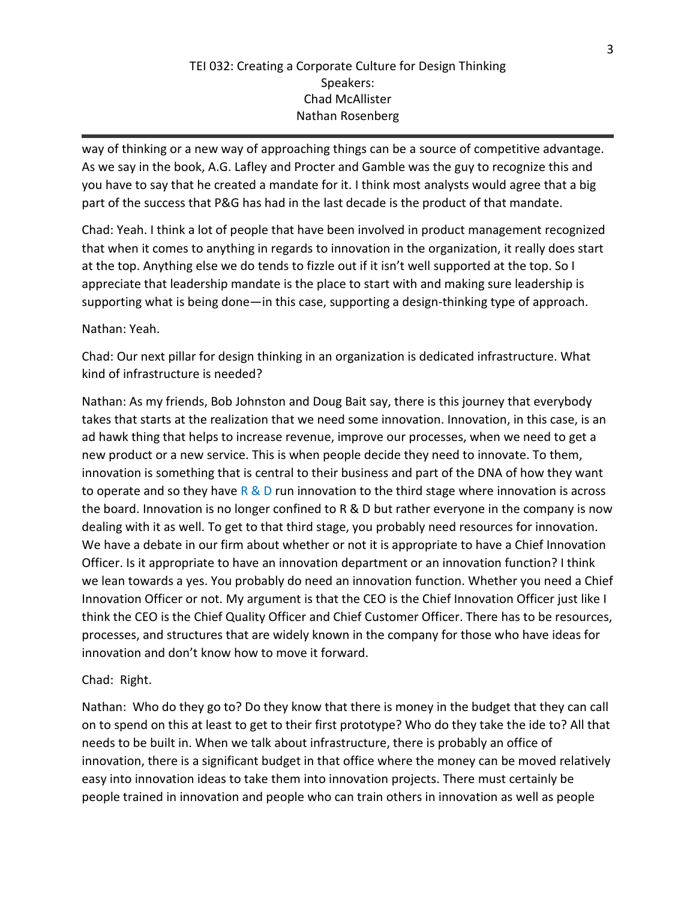way of thinking or a new way of approaching things can be a source of competitive advantage. As we say in the book, A.G. Lafley and Procter and Gamble was the guy to recognize this and you have to say that he created a mandate for it. I think most analysts would agree that a big part of the success that P&G has had in the last decade is the product of that mandate.

Chad: Yeah. I think a lot of people that have been involved in product management recognized that when it comes to anything in regards to innovation in the organization, it really does start at the top. Anything else we do tends to fizzle out if it isn't well supported at the top. So I appreciate that leadership mandate is the place to start with and making sure leadership is supporting what is being done—in this case, supporting a design-thinking type of approach.

Nathan: Yeah.

Chad: Our next pillar for design thinking in an organization is dedicated infrastructure. What kind of infrastructure is needed?

Nathan: As my friends, Bob Johnston and Doug Bait say, there is this journey that everybody takes that starts at the realization that we need some innovation. Innovation, in this case, is an ad hawk thing that helps to increase revenue, improve our processes, when we need to get a new product or a new service. This is when people decide they need to innovate. To them, innovation is something that is central to their business and part of the DNA of how they want to operate and so they have R & D run innovation to the third stage where innovation is across the board. Innovation is no longer confined to R & D but rather everyone in the company is now dealing with it as well. To get to that third stage, you probably need resources for innovation. We have a debate in our firm about whether or not it is appropriate to have a Chief Innovation Officer. Is it appropriate to have an innovation department or an innovation function? I think we lean towards a yes. You probably do need an innovation function. Whether you need a Chief Innovation Officer or not. My argument is that the CEO is the Chief Innovation Officer just like I think the CEO is the Chief Quality Officer and Chief Customer Officer. There has to be resources, processes, and structures that are widely known in the company for those who have ideas for innovation and don't know how to move it forward.

Chad: Right.

Nathan: Who do they go to? Do they know that there is money in the budget that they can call on to spend on this at least to get to their first prototype? Who do they take the ide to? All that needs to be built in. When we talk about infrastructure, there is probably an office of innovation, there is a significant budget in that office where the money can be moved relatively easy into innovation ideas to take them into innovation projects. There must certainly be people trained in innovation and people who can train others in innovation as well as people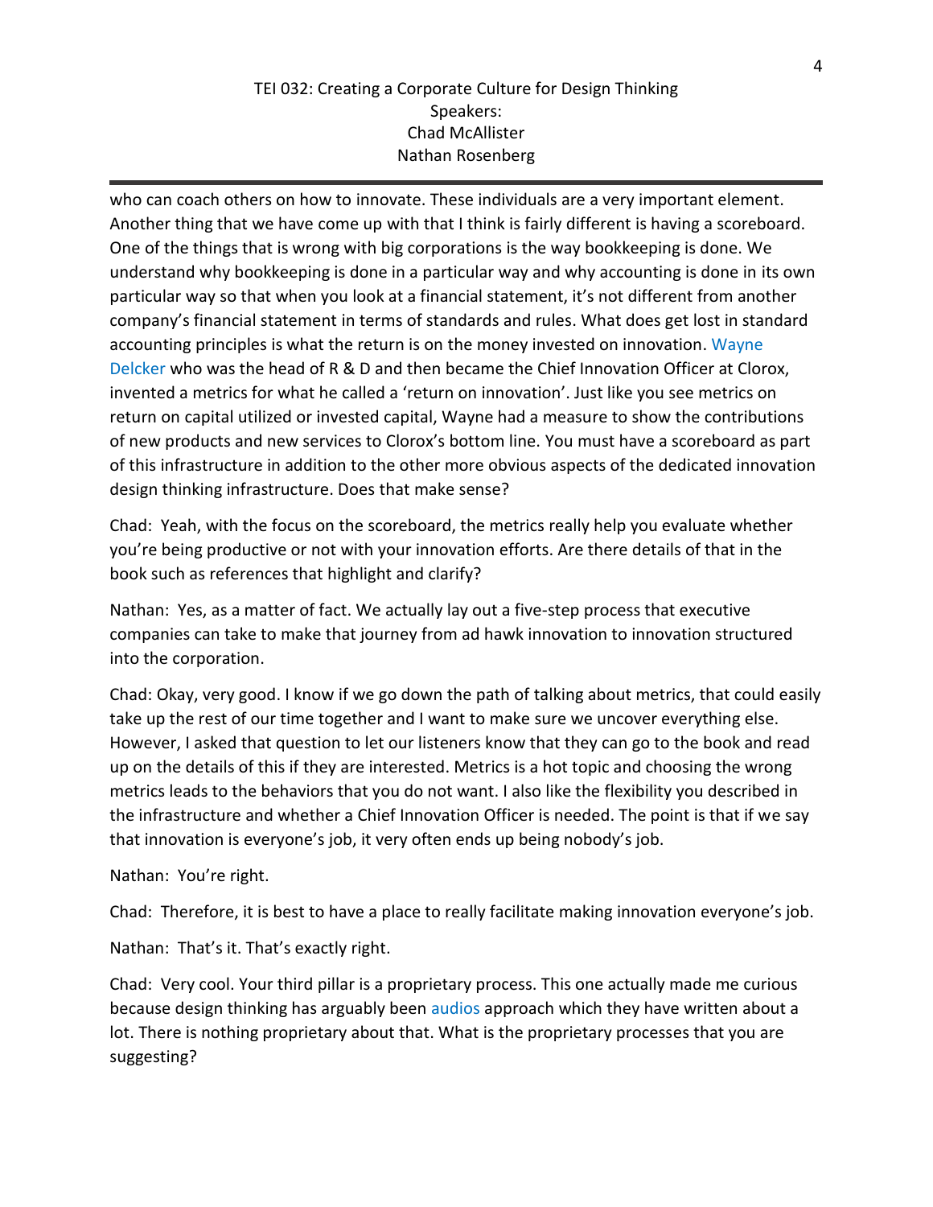who can coach others on how to innovate. These individuals are a very important element. Another thing that we have come up with that I think is fairly different is having a scoreboard. One of the things that is wrong with big corporations is the way bookkeeping is done. We understand why bookkeeping is done in a particular way and why accounting is done in its own particular way so that when you look at a financial statement, it's not different from another company's financial statement in terms of standards and rules. What does get lost in standard accounting principles is what the return is on the money invested on innovation. Wayne Delcker who was the head of R & D and then became the Chief Innovation Officer at Clorox, invented a metrics for what he called a 'return on innovation'. Just like you see metrics on return on capital utilized or invested capital, Wayne had a measure to show the contributions of new products and new services to Clorox's bottom line. You must have a scoreboard as part of this infrastructure in addition to the other more obvious aspects of the dedicated innovation design thinking infrastructure. Does that make sense?

Chad: Yeah, with the focus on the scoreboard, the metrics really help you evaluate whether you're being productive or not with your innovation efforts. Are there details of that in the book such as references that highlight and clarify?

Nathan: Yes, as a matter of fact. We actually lay out a five-step process that executive companies can take to make that journey from ad hawk innovation to innovation structured into the corporation.

Chad: Okay, very good. I know if we go down the path of talking about metrics, that could easily take up the rest of our time together and I want to make sure we uncover everything else. However, I asked that question to let our listeners know that they can go to the book and read up on the details of this if they are interested. Metrics is a hot topic and choosing the wrong metrics leads to the behaviors that you do not want. I also like the flexibility you described in the infrastructure and whether a Chief Innovation Officer is needed. The point is that if we say that innovation is everyone's job, it very often ends up being nobody's job.

Nathan: You're right.

Chad: Therefore, it is best to have a place to really facilitate making innovation everyone's job.

Nathan: That's it. That's exactly right.

Chad: Very cool. Your third pillar is a proprietary process. This one actually made me curious because design thinking has arguably been audios approach which they have written about a lot. There is nothing proprietary about that. What is the proprietary processes that you are suggesting?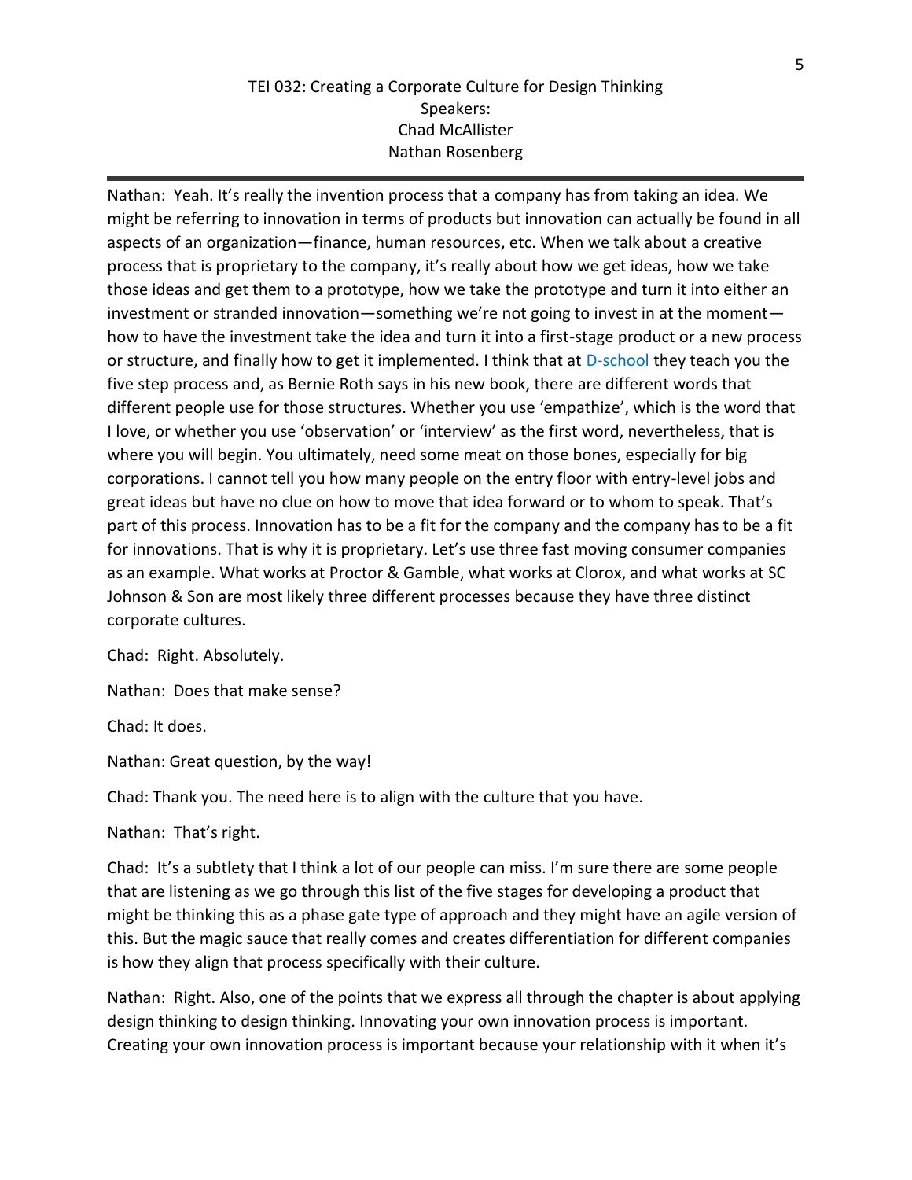Nathan: Yeah. It's really the invention process that a company has from taking an idea. We might be referring to innovation in terms of products but innovation can actually be found in all aspects of an organization—finance, human resources, etc. When we talk about a creative process that is proprietary to the company, it's really about how we get ideas, how we take those ideas and get them to a prototype, how we take the prototype and turn it into either an investment or stranded innovation—something we're not going to invest in at the moment—how to have the investment take the idea and turn it into a first-stage product or a new process or structure, and finally how to get it implemented. I think that at D-school they teach you the five step process and, as Bernie Roth says in his new book, there are different words that different people use for those structures. Whether you use 'empathize', which is the word that I love, or whether you use 'observation' or 'interview' as the first word, nevertheless, that is where you will begin. You ultimately, need some meat on those bones, especially for big corporations. I cannot tell you how many people on the entry floor with entry-level jobs and great ideas but have no clue on how to move that idea forward or to whom to speak. That's part of this process. Innovation has to be a fit for the company and the company has to be a fit for innovations. That is why it is proprietary. Let's use three fast moving consumer companies as an example. What works at Proctor & Gamble, what works at Clorox, and what works at SC Johnson & Son are most likely three different processes because they have three distinct corporate cultures.

Chad: Right. Absolutely.

Nathan: Does that make sense?

Chad: It does.

Nathan: Great question, by the way!

Chad: Thank you. The need here is to align with the culture that you have.

Nathan: That's right.

Chad: It's a subtlety that I think a lot of our people can miss. I'm sure there are some people that are listening as we go through this list of the five stages for developing a product that might be thinking this as a phase gate type of approach and they might have an agile version of this. But the magic sauce that really comes and creates differentiation for different companies is how they align that process specifically with their culture.

Nathan: Right. Also, one of the points that we express all through the chapter is about applying design thinking to design thinking. Innovating your own innovation process is important. Creating your own innovation process is important because your relationship with it when it's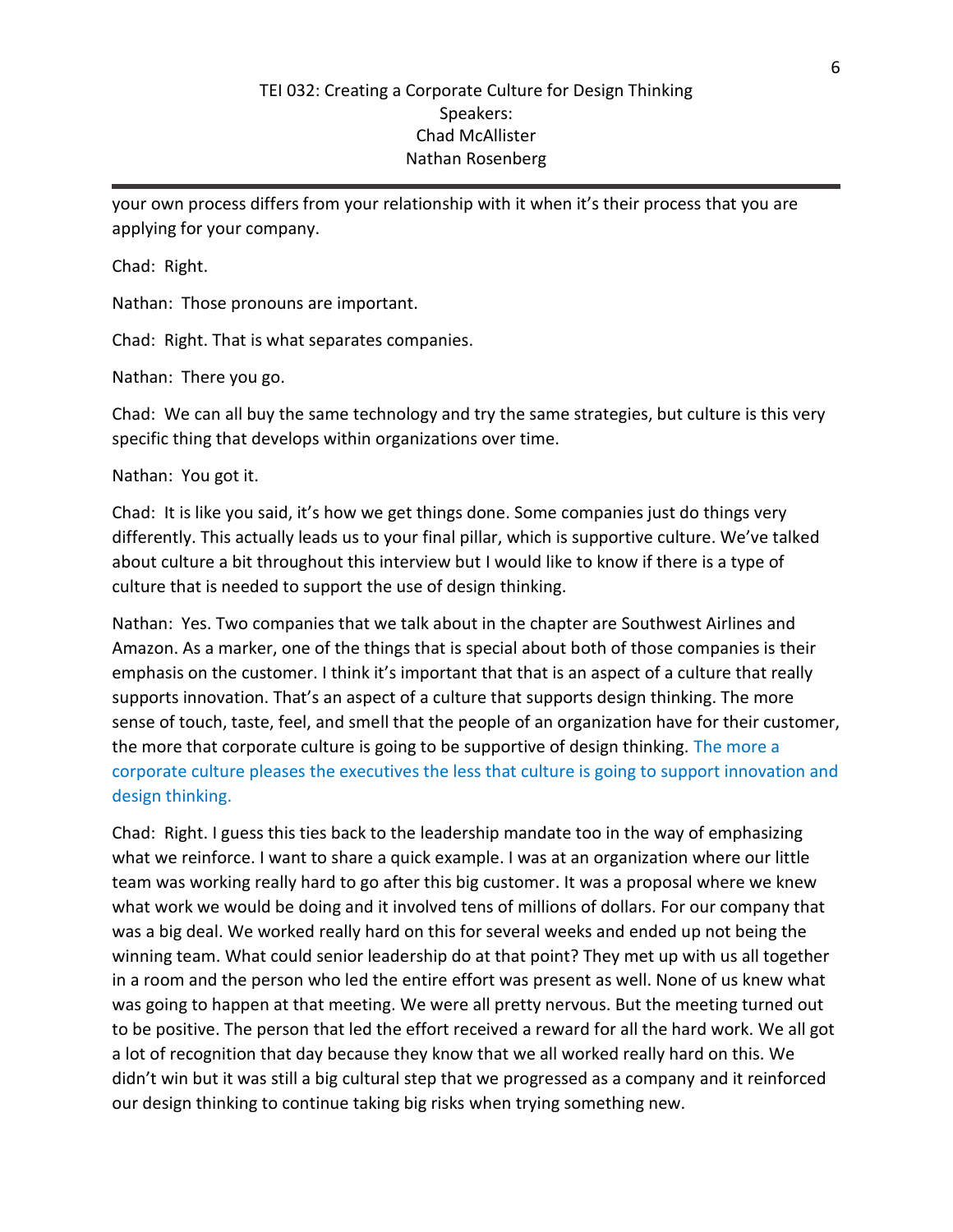your own process differs from your relationship with it when it's their process that you are applying for your company.

Chad: Right.

Nathan: Those pronouns are important.

Chad: Right. That is what separates companies.

Nathan: There you go.

Chad: We can all buy the same technology and try the same strategies, but culture is this very specific thing that develops within organizations over time.

Nathan: You got it.

Chad: It is like you said, it's how we get things done. Some companies just do things very differently. This actually leads us to your final pillar, which is supportive culture. We've talked about culture a bit throughout this interview but I would like to know if there is a type of culture that is needed to support the use of design thinking.

Nathan: Yes. Two companies that we talk about in the chapter are Southwest Airlines and Amazon. As a marker, one of the things that is special about both of those companies is their emphasis on the customer. I think it's important that that is an aspect of a culture that really supports innovation. That's an aspect of a culture that supports design thinking. The more sense of touch, taste, feel, and smell that the people of an organization have for their customer, the more that corporate culture is going to be supportive of design thinking. The more a corporate culture pleases the executives the less that culture is going to support innovation and design thinking.

Chad: Right. I guess this ties back to the leadership mandate too in the way of emphasizing what we reinforce. I want to share a quick example. I was at an organization where our little team was working really hard to go after this big customer. It was a proposal where we knew what work we would be doing and it involved tens of millions of dollars. For our company that was a big deal. We worked really hard on this for several weeks and ended up not being the winning team. What could senior leadership do at that point? They met up with us all together in a room and the person who led the entire effort was present as well. None of us knew what was going to happen at that meeting. We were all pretty nervous. But the meeting turned out to be positive. The person that led the effort received a reward for all the hard work. We all got a lot of recognition that day because they know that we all worked really hard on this. We didn't win but it was still a big cultural step that we progressed as a company and it reinforced our design thinking to continue taking big risks when trying something new.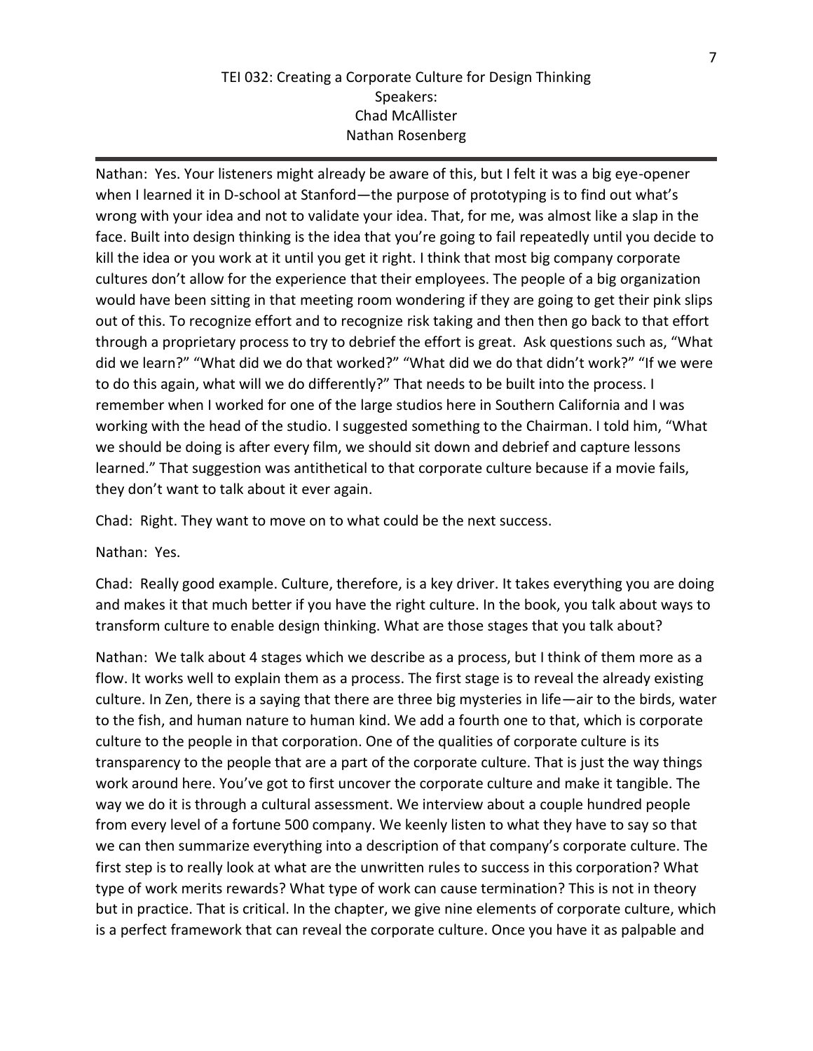Nathan: Yes. Your listeners might already be aware of this, but I felt it was a big eye-opener when I learned it in D-school at Stanford—the purpose of prototyping is to find out what's wrong with your idea and not to validate your idea. That, for me, was almost like a slap in the face. Built into design thinking is the idea that you're going to fail repeatedly until you decide to kill the idea or you work at it until you get it right. I think that most big company corporate cultures don't allow for the experience that their employees. The people of a big organization would have been sitting in that meeting room wondering if they are going to get their pink slips out of this. To recognize effort and to recognize risk taking and then then go back to that effort through a proprietary process to try to debrief the effort is great. Ask questions such as, "What did we learn?" "What did we do that worked?" "What did we do that didn't work?" "If we were to do this again, what will we do differently?" That needs to be built into the process. I remember when I worked for one of the large studios here in Southern California and I was working with the head of the studio. I suggested something to the Chairman. I told him, "What we should be doing is after every film, we should sit down and debrief and capture lessons learned." That suggestion was antithetical to that corporate culture because if a movie fails, they don't want to talk about it ever again.

Chad: Right. They want to move on to what could be the next success.

Nathan: Yes.

Chad: Really good example. Culture, therefore, is a key driver. It takes everything you are doing and makes it that much better if you have the right culture. In the book, you talk about ways to transform culture to enable design thinking. What are those stages that you talk about?

Nathan: We talk about 4 stages which we describe as a process, but I think of them more as a flow. It works well to explain them as a process. The first stage is to reveal the already existing culture. In Zen, there is a saying that there are three big mysteries in life—air to the birds, water to the fish, and human nature to human kind. We add a fourth one to that, which is corporate culture to the people in that corporation. One of the qualities of corporate culture is its transparency to the people that are a part of the corporate culture. That is just the way things work around here. You've got to first uncover the corporate culture and make it tangible. The way we do it is through a cultural assessment. We interview about a couple hundred people from every level of a fortune 500 company. We keenly listen to what they have to say so that we can then summarize everything into a description of that company's corporate culture. The first step is to really look at what are the unwritten rules to success in this corporation? What type of work merits rewards? What type of work can cause termination? This is not in theory but in practice. That is critical. In the chapter, we give nine elements of corporate culture, which is a perfect framework that can reveal the corporate culture. Once you have it as palpable and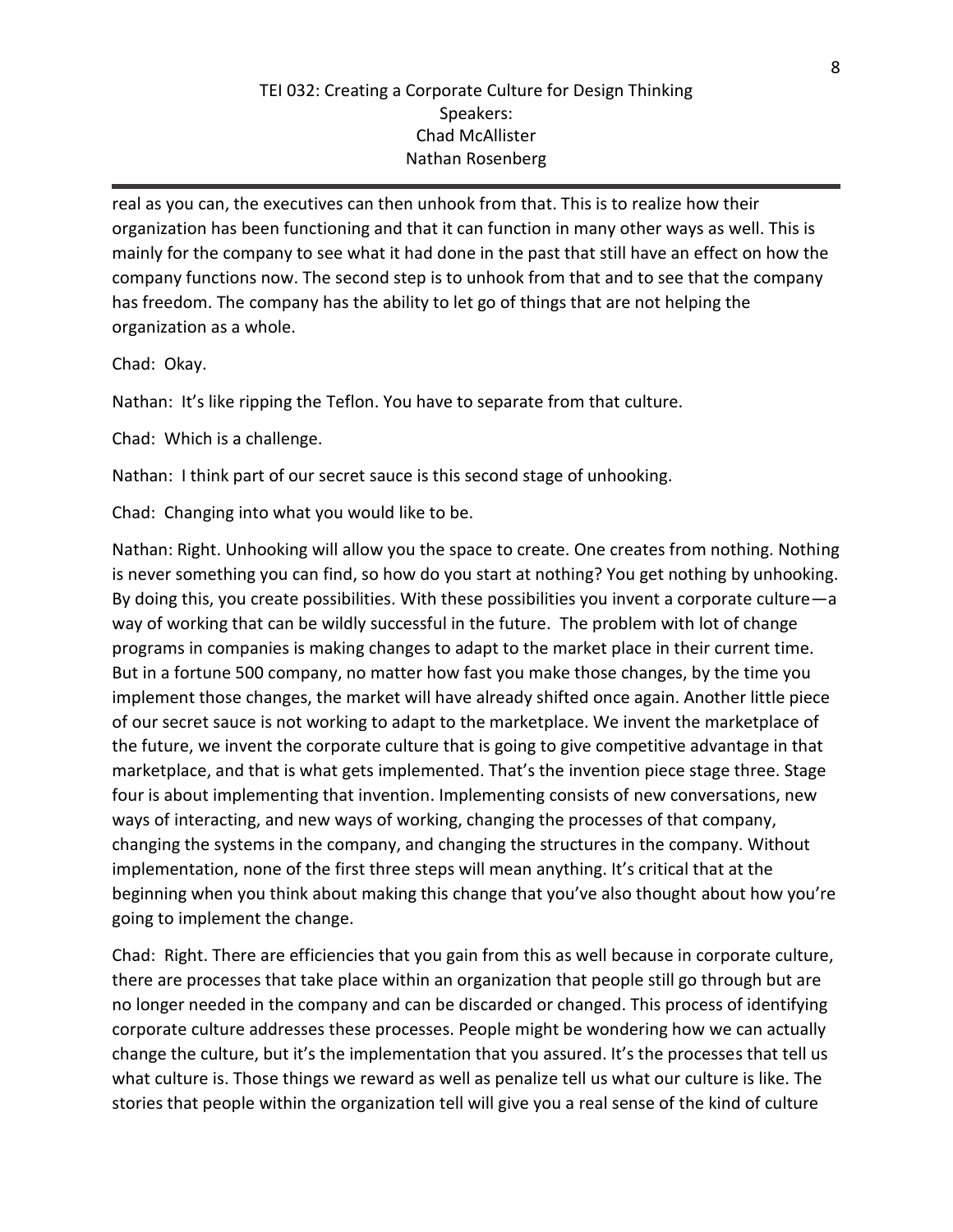real as you can, the executives can then unhook from that. This is to realize how their organization has been functioning and that it can function in many other ways as well. This is mainly for the company to see what it had done in the past that still have an effect on how the company functions now. The second step is to unhook from that and to see that the company has freedom. The company has the ability to let go of things that are not helping the organization as a whole.

Chad: Okay.

Nathan: It's like ripping the Teflon. You have to separate from that culture.

Chad: Which is a challenge.

Nathan: I think part of our secret sauce is this second stage of unhooking.

Chad: Changing into what you would like to be.

Nathan: Right. Unhooking will allow you the space to create. One creates from nothing. Nothing is never something you can find, so how do you start at nothing? You get nothing by unhooking. By doing this, you create possibilities. With these possibilities you invent a corporate culture—a way of working that can be wildly successful in the future. The problem with lot of change programs in companies is making changes to adapt to the market place in their current time. But in a fortune 500 company, no matter how fast you make those changes, by the time you implement those changes, the market will have already shifted once again. Another little piece of our secret sauce is not working to adapt to the marketplace. We invent the marketplace of the future, we invent the corporate culture that is going to give competitive advantage in that marketplace, and that is what gets implemented. That's the invention piece stage three. Stage four is about implementing that invention. Implementing consists of new conversations, new ways of interacting, and new ways of working, changing the processes of that company, changing the systems in the company, and changing the structures in the company. Without implementation, none of the first three steps will mean anything. It's critical that at the beginning when you think about making this change that you've also thought about how you're going to implement the change.

Chad: Right. There are efficiencies that you gain from this as well because in corporate culture, there are processes that take place within an organization that people still go through but are no longer needed in the company and can be discarded or changed. This process of identifying corporate culture addresses these processes. People might be wondering how we can actually change the culture, but it's the implementation that you assured. It's the processes that tell us what culture is. Those things we reward as well as penalize tell us what our culture is like. The stories that people within the organization tell will give you a real sense of the kind of culture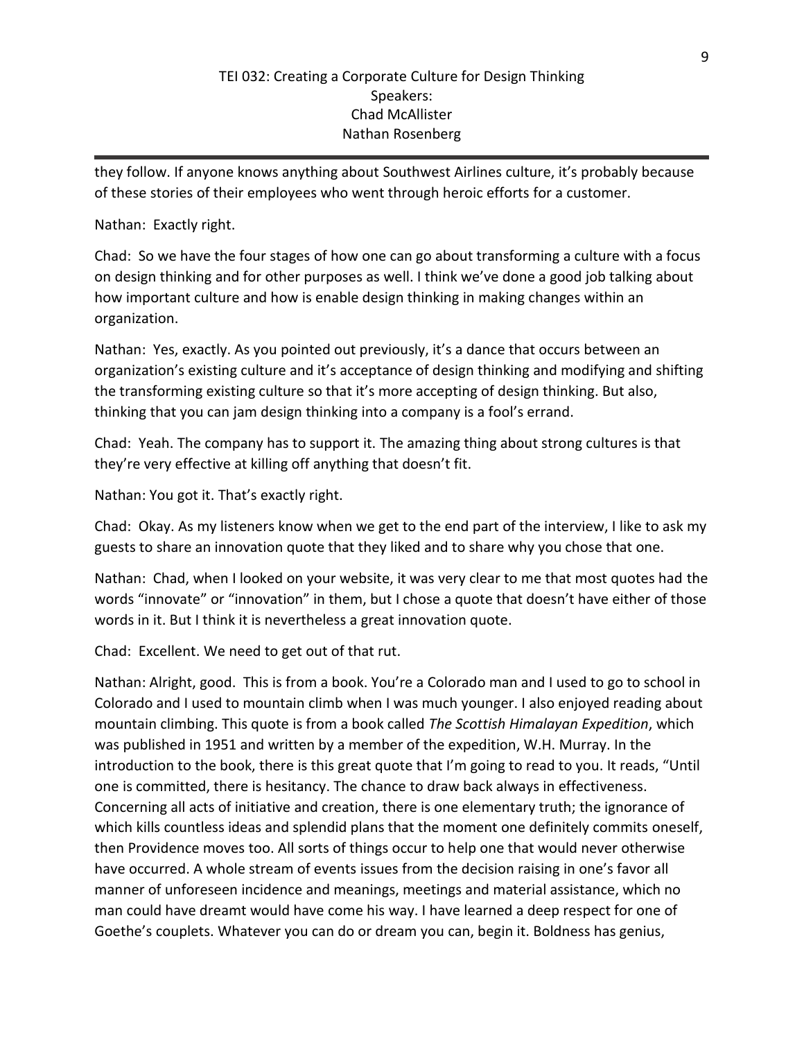they follow. If anyone knows anything about Southwest Airlines culture, it's probably because of these stories of their employees who went through heroic efforts for a customer.

Nathan: Exactly right.

Chad: So we have the four stages of how one can go about transforming a culture with a focus on design thinking and for other purposes as well. I think we've done a good job talking about how important culture and how is enable design thinking in making changes within an organization.

Nathan: Yes, exactly. As you pointed out previously, it's a dance that occurs between an organization's existing culture and it's acceptance of design thinking and modifying and shifting the transforming existing culture so that it's more accepting of design thinking. But also, thinking that you can jam design thinking into a company is a fool's errand.

Chad: Yeah. The company has to support it. The amazing thing about strong cultures is that they're very effective at killing off anything that doesn't fit.

Nathan: You got it. That's exactly right.

Chad: Okay. As my listeners know when we get to the end part of the interview, I like to ask my guests to share an innovation quote that they liked and to share why you chose that one.

Nathan: Chad, when I looked on your website, it was very clear to me that most quotes had the words "innovate" or "innovation" in them, but I chose a quote that doesn't have either of those words in it. But I think it is nevertheless a great innovation quote.

Chad: Excellent. We need to get out of that rut.

Nathan: Alright, good. This is from a book. You're a Colorado man and I used to go to school in Colorado and I used to mountain climb when I was much younger. I also enjoyed reading about mountain climbing. This quote is from a book called *The Scottish Himalayan Expedition*, which was published in 1951 and written by a member of the expedition, W.H. Murray. In the introduction to the book, there is this great quote that I'm going to read to you. It reads, "Until one is committed, there is hesitancy. The chance to draw back always in effectiveness. Concerning all acts of initiative and creation, there is one elementary truth; the ignorance of which kills countless ideas and splendid plans that the moment one definitely commits oneself, then Providence moves too. All sorts of things occur to help one that would never otherwise have occurred. A whole stream of events issues from the decision raising in one's favor all manner of unforeseen incidence and meanings, meetings and material assistance, which no man could have dreamt would have come his way. I have learned a deep respect for one of Goethe's couplets. Whatever you can do or dream you can, begin it. Boldness has genius,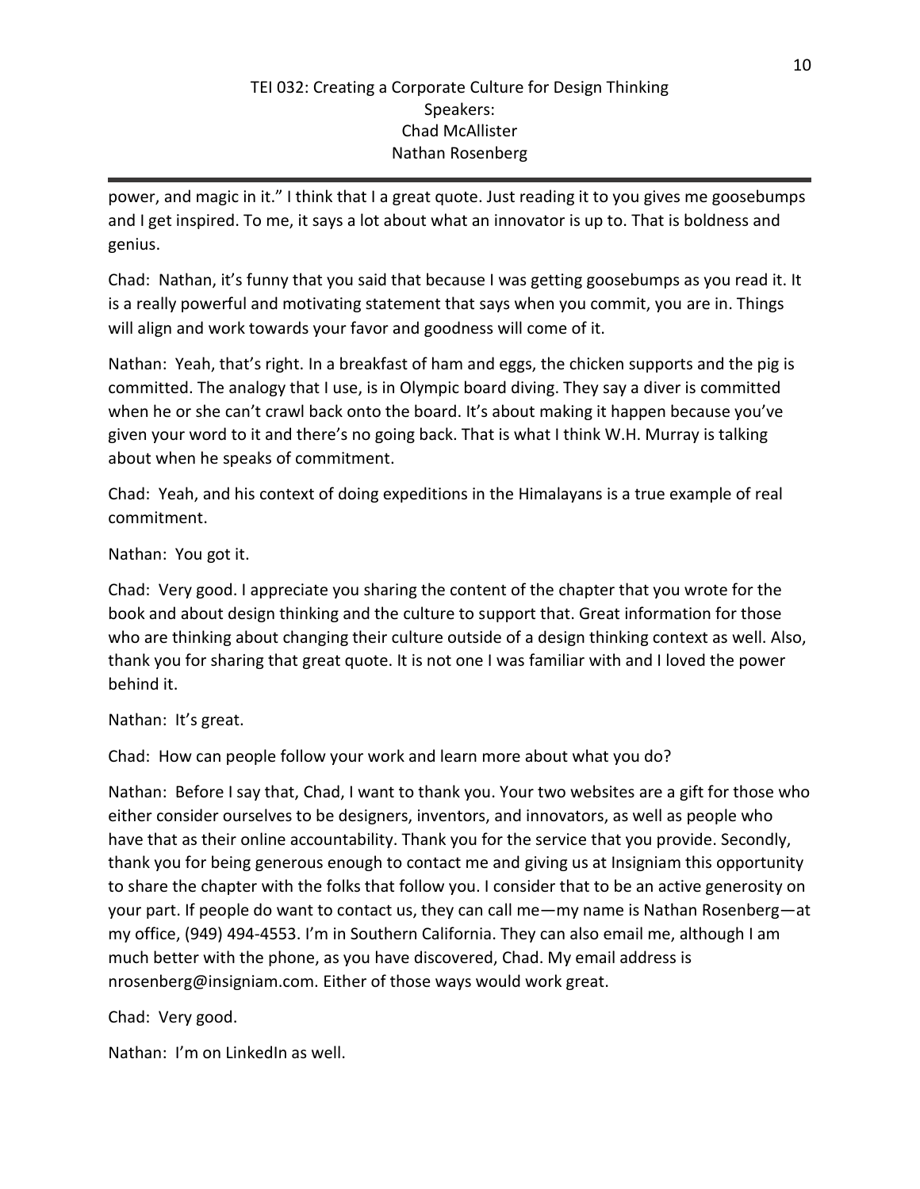power, and magic in it." I think that I a great quote. Just reading it to you gives me goosebumps and I get inspired. To me, it says a lot about what an innovator is up to. That is boldness and genius.

Chad: Nathan, it's funny that you said that because I was getting goosebumps as you read it. It is a really powerful and motivating statement that says when you commit, you are in. Things will align and work towards your favor and goodness will come of it.

Nathan: Yeah, that's right. In a breakfast of ham and eggs, the chicken supports and the pig is committed. The analogy that I use, is in Olympic board diving. They say a diver is committed when he or she can't crawl back onto the board. It's about making it happen because you've given your word to it and there's no going back. That is what I think W.H. Murray is talking about when he speaks of commitment.

Chad: Yeah, and his context of doing expeditions in the Himalayans is a true example of real commitment.

Nathan: You got it.

Chad: Very good. I appreciate you sharing the content of the chapter that you wrote for the book and about design thinking and the culture to support that. Great information for those who are thinking about changing their culture outside of a design thinking context as well. Also, thank you for sharing that great quote. It is not one I was familiar with and I loved the power behind it.

Nathan: It's great.

Chad: How can people follow your work and learn more about what you do?

Nathan: Before I say that, Chad, I want to thank you. Your two websites are a gift for those who either consider ourselves to be designers, inventors, and innovators, as well as people who have that as their online accountability. Thank you for the service that you provide. Secondly, thank you for being generous enough to contact me and giving us at Insigniam this opportunity to share the chapter with the folks that follow you. I consider that to be an active generosity on your part. If people do want to contact us, they can call me—my name is Nathan Rosenberg—at my office, (949) 494-4553. I'm in Southern California. They can also email me, although I am much better with the phone, as you have discovered, Chad. My email address is nrosenberg@insigniam.com. Either of those ways would work great.

Chad: Very good.

Nathan: I'm on LinkedIn as well.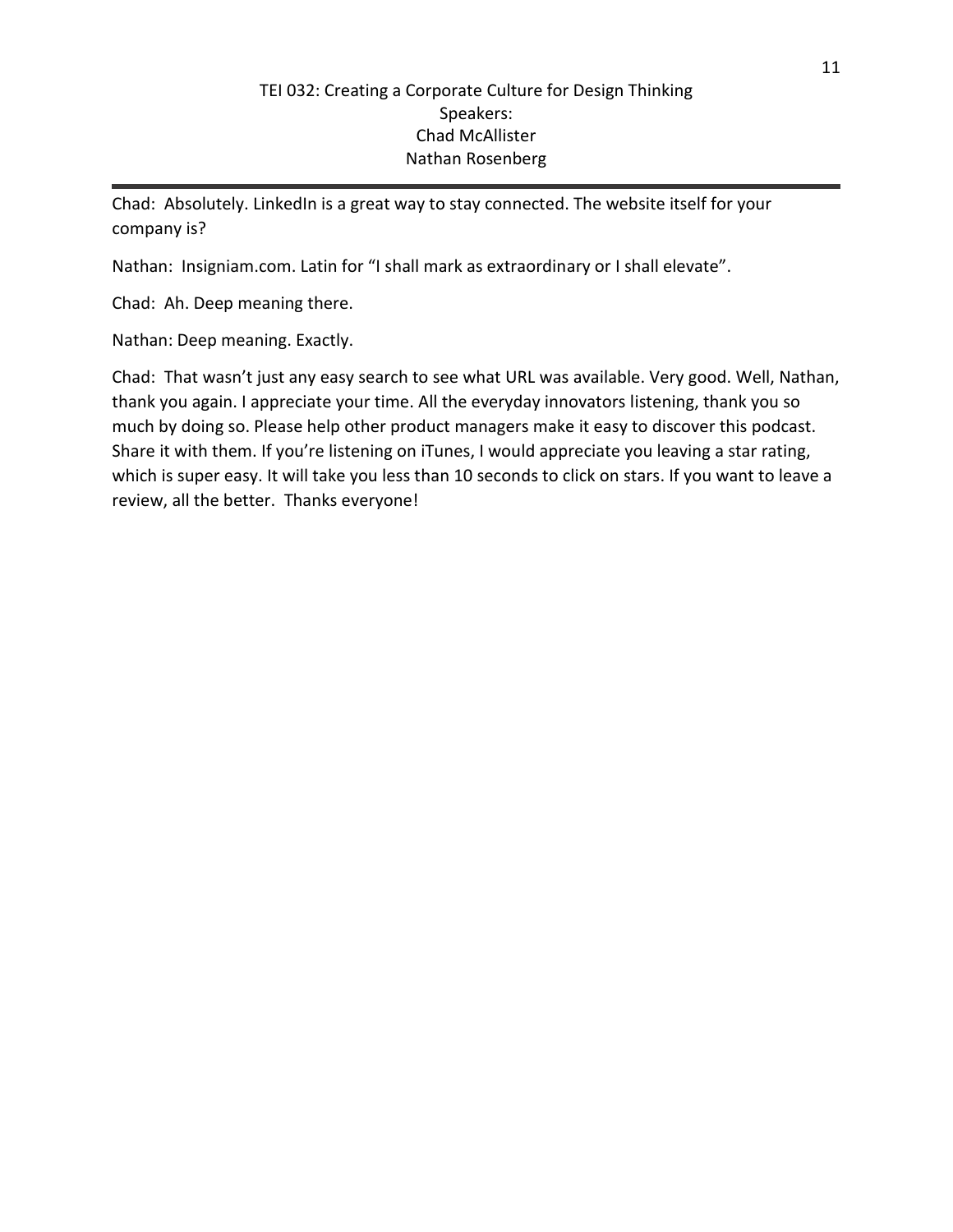Chad: Absolutely. LinkedIn is a great way to stay connected. The website itself for your company is?

Nathan: Insigniam.com. Latin for "I shall mark as extraordinary or I shall elevate".

Chad: Ah. Deep meaning there.

Nathan: Deep meaning. Exactly.

Chad: That wasn't just any easy search to see what URL was available. Very good. Well, Nathan, thank you again. I appreciate your time. All the everyday innovators listening, thank you so much by doing so. Please help other product managers make it easy to discover this podcast. Share it with them. If you're listening on iTunes, I would appreciate you leaving a star rating, which is super easy. It will take you less than 10 seconds to click on stars. If you want to leave a review, all the better. Thanks everyone!